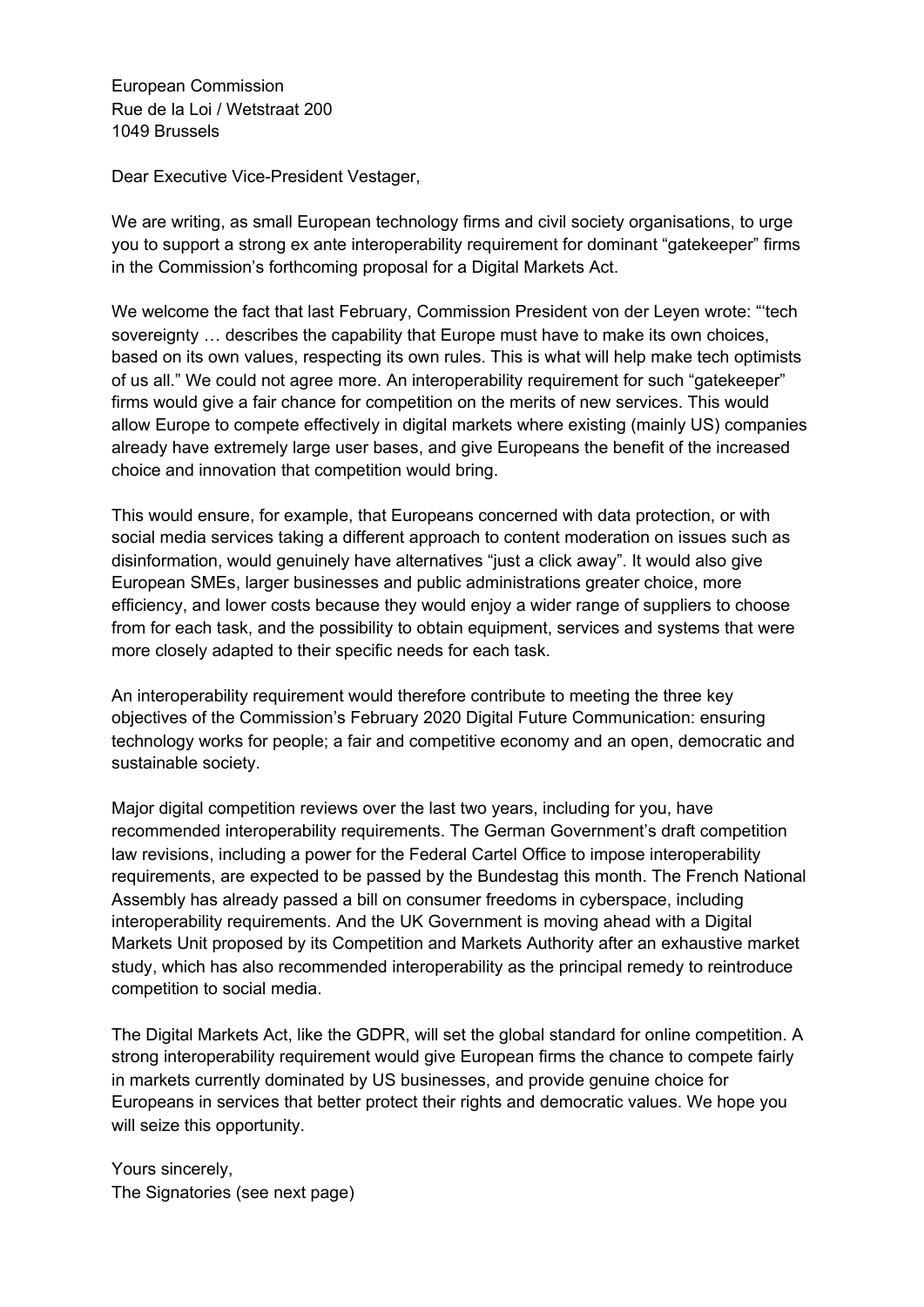European Commission
Rue de la Loi / Wetstraat 200
1049 Brussels

Dear Executive Vice-President Vestager,

We are writing, as small European technology firms and civil society organisations, to urge you to support a strong ex ante interoperability requirement for dominant "gatekeeper" firms in the Commission's forthcoming proposal for a Digital Markets Act.

We welcome the fact that last February, Commission President von der Leyen wrote: "'tech sovereignty … describes the capability that Europe must have to make its own choices, based on its own values, respecting its own rules. This is what will help make tech optimists of us all." We could not agree more. An interoperability requirement for such "gatekeeper" firms would give a fair chance for competition on the merits of new services. This would allow Europe to compete effectively in digital markets where existing (mainly US) companies already have extremely large user bases, and give Europeans the benefit of the increased choice and innovation that competition would bring.

This would ensure, for example, that Europeans concerned with data protection, or with social media services taking a different approach to content moderation on issues such as disinformation, would genuinely have alternatives "just a click away". It would also give European SMEs, larger businesses and public administrations greater choice, more efficiency, and lower costs because they would enjoy a wider range of suppliers to choose from for each task, and the possibility to obtain equipment, services and systems that were more closely adapted to their specific needs for each task.

An interoperability requirement would therefore contribute to meeting the three key objectives of the Commission's February 2020 Digital Future Communication: ensuring technology works for people; a fair and competitive economy and an open, democratic and sustainable society.

Major digital competition reviews over the last two years, including for you, have recommended interoperability requirements. The German Government's draft competition law revisions, including a power for the Federal Cartel Office to impose interoperability requirements, are expected to be passed by the Bundestag this month. The French National Assembly has already passed a bill on consumer freedoms in cyberspace, including interoperability requirements. And the UK Government is moving ahead with a Digital Markets Unit proposed by its Competition and Markets Authority after an exhaustive market study, which has also recommended interoperability as the principal remedy to reintroduce competition to social media.

The Digital Markets Act, like the GDPR, will set the global standard for online competition. A strong interoperability requirement would give European firms the chance to compete fairly in markets currently dominated by US businesses, and provide genuine choice for Europeans in services that better protect their rights and democratic values. We hope you will seize this opportunity.

Yours sincerely,
The Signatories (see next page)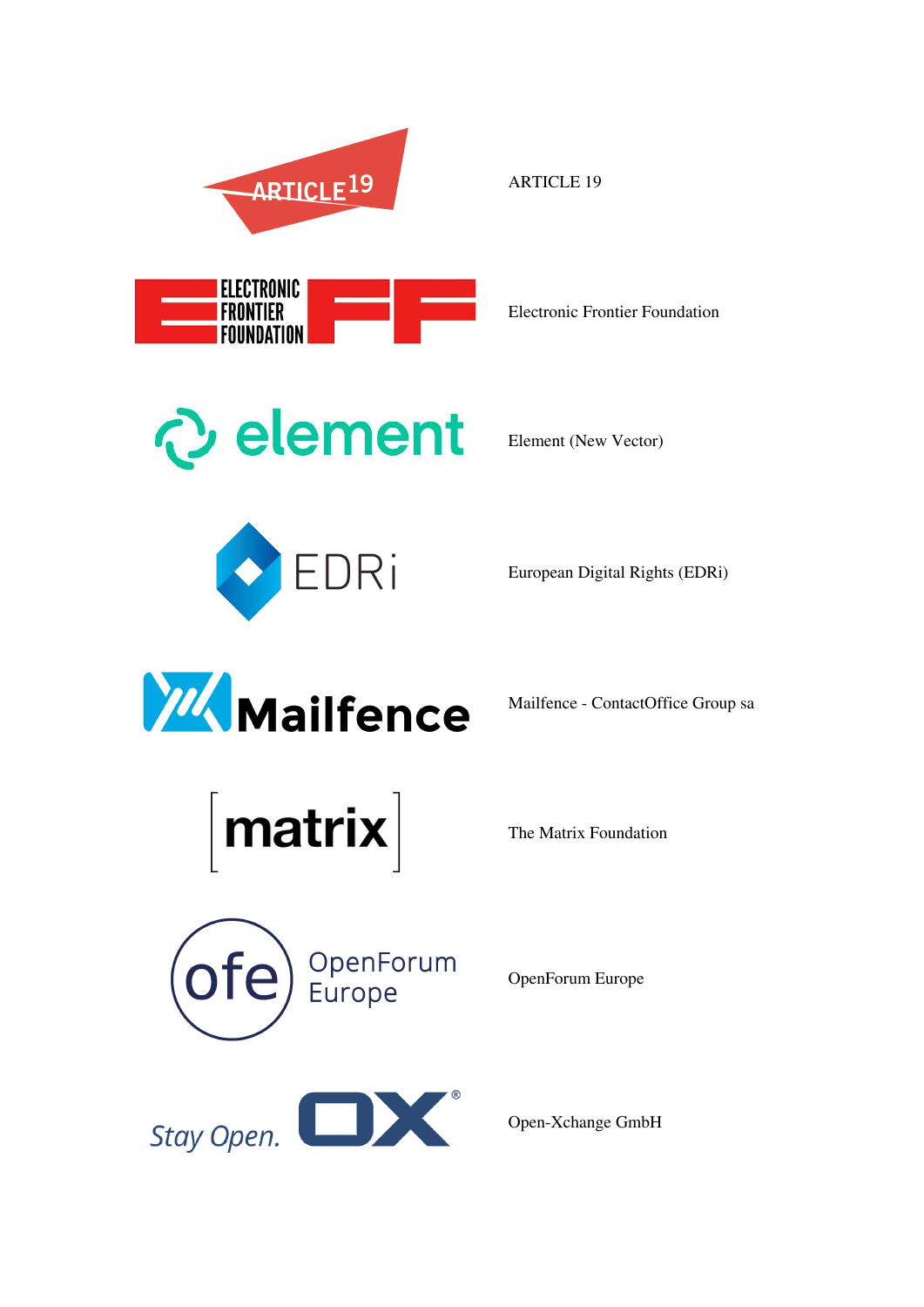ARTICLE 19

Electronic Frontier Foundation

Element (New Vector)

European Digital Rights (EDRi)

Mailfence - ContactOffice Group sa

The Matrix Foundation

OpenForum Europe

Open-Xchange GmbH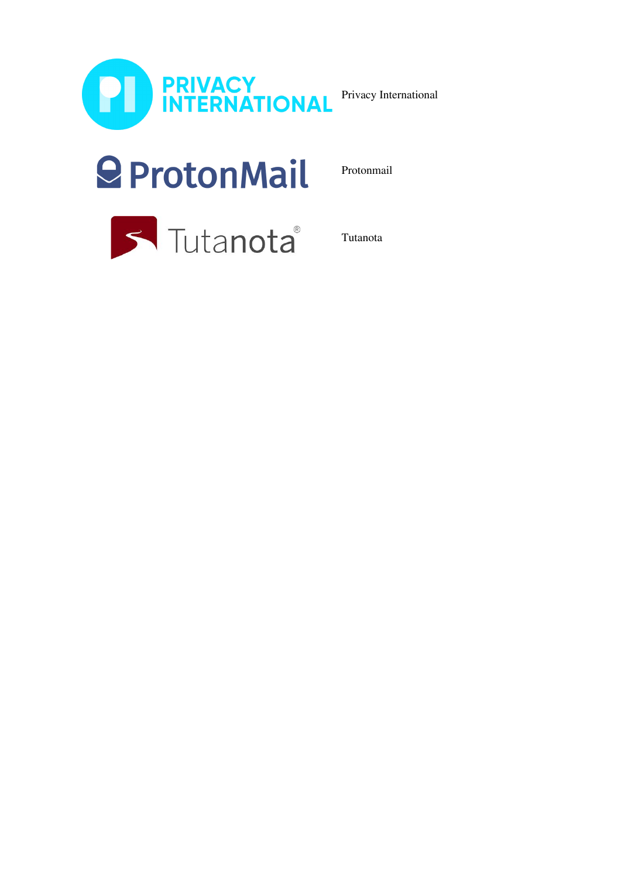Privacy International

Protonmail

Tutanota